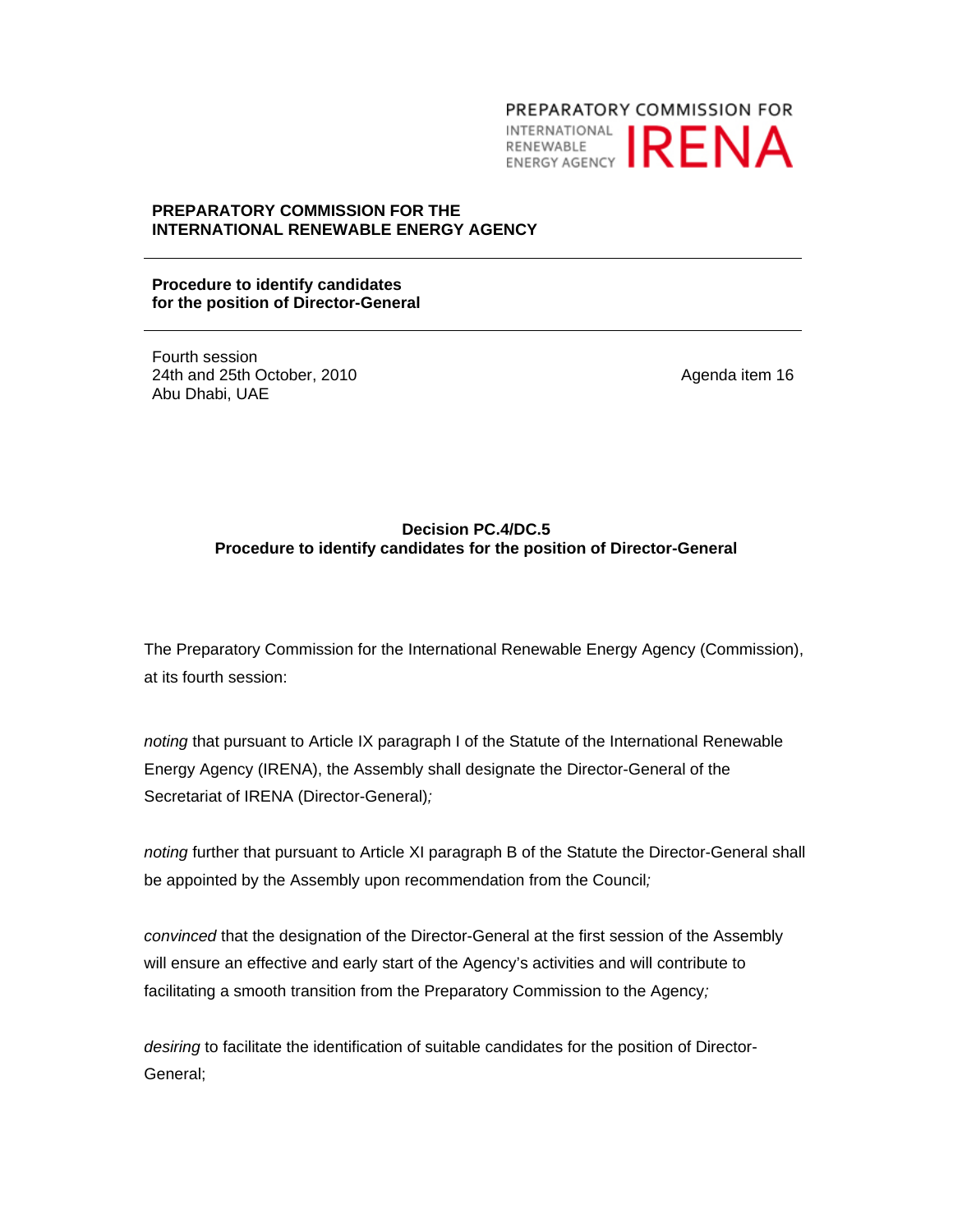PREPARATORY COMMISSION FOR INTERNATIONAL RENEWABLE ENERGY AGENCY IRENA

**PREPARATORY COMMISSION FOR THE INTERNATIONAL RENEWABLE ENERGY AGENCY**

---

**Procedure to identify candidates for the position of Director-General**

---

Fourth session
24th and 25th October, 2010
Abu Dhabi, UAE

Agenda item 16

## Decision PC.4/DC.5
## Procedure to identify candidates for the position of Director-General

The Preparatory Commission for the International Renewable Energy Agency (Commission), at its fourth session:

*noting* that pursuant to Article IX paragraph I of the Statute of the International Renewable Energy Agency (IRENA), the Assembly shall designate the Director-General of the Secretariat of IRENA (Director-General)*;*

*noting* further that pursuant to Article XI paragraph B of the Statute the Director-General shall be appointed by the Assembly upon recommendation from the Council*;*

*convinced* that the designation of the Director-General at the first session of the Assembly will ensure an effective and early start of the Agency's activities and will contribute to facilitating a smooth transition from the Preparatory Commission to the Agency*;*

*desiring* to facilitate the identification of suitable candidates for the position of Director-General;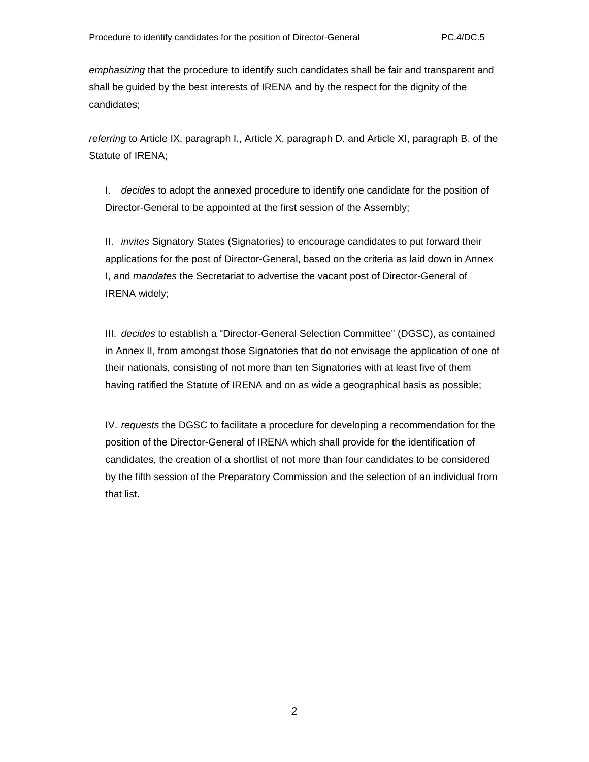*emphasizing* that the procedure to identify such candidates shall be fair and transparent and shall be guided by the best interests of IRENA and by the respect for the dignity of the candidates;

*referring* to Article IX, paragraph I., Article X, paragraph D. and Article XI, paragraph B. of the Statute of IRENA;

I. *decides* to adopt the annexed procedure to identify one candidate for the position of Director-General to be appointed at the first session of the Assembly;

II. *invites* Signatory States (Signatories) to encourage candidates to put forward their applications for the post of Director-General, based on the criteria as laid down in Annex I, and *mandates* the Secretariat to advertise the vacant post of Director-General of IRENA widely;

III. *decides* to establish a "Director-General Selection Committee" (DGSC), as contained in Annex II, from amongst those Signatories that do not envisage the application of one of their nationals, consisting of not more than ten Signatories with at least five of them having ratified the Statute of IRENA and on as wide a geographical basis as possible;

IV. *requests* the DGSC to facilitate a procedure for developing a recommendation for the position of the Director-General of IRENA which shall provide for the identification of candidates, the creation of a shortlist of not more than four candidates to be considered by the fifth session of the Preparatory Commission and the selection of an individual from that list.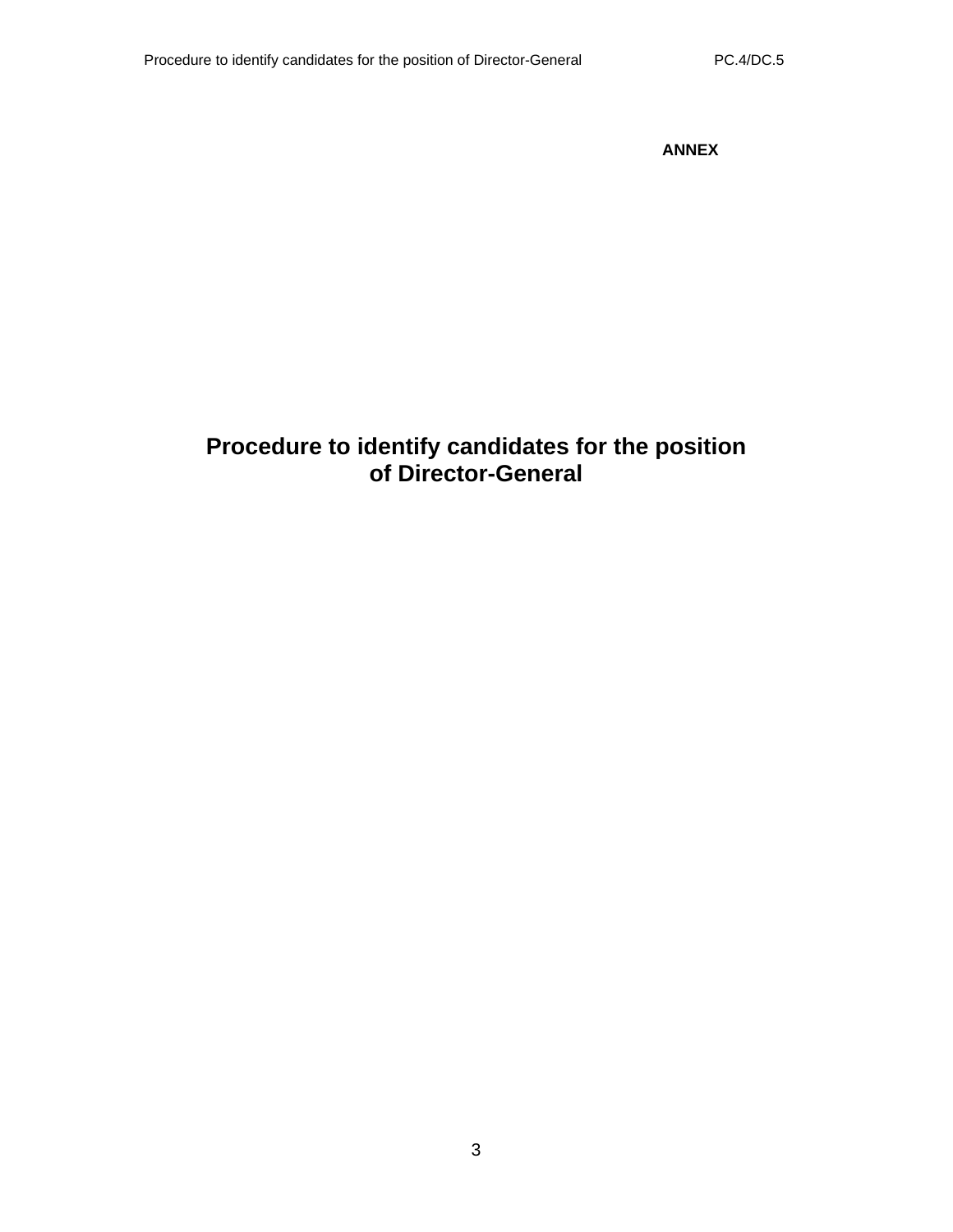**ANNEX**

# Procedure to identify candidates for the position of Director-General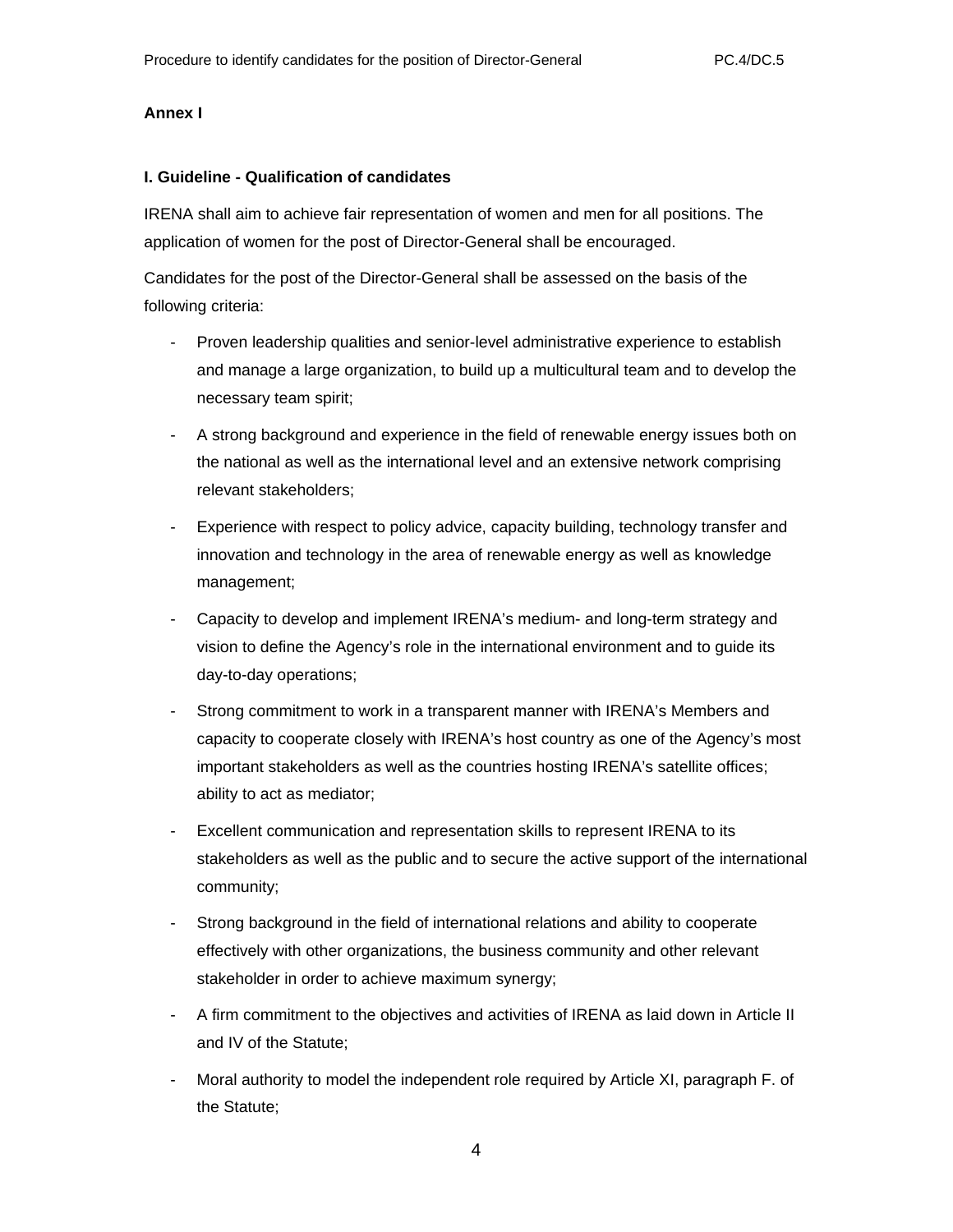**Annex I**

**I. Guideline - Qualification of candidates**

IRENA shall aim to achieve fair representation of women and men for all positions. The application of women for the post of Director-General shall be encouraged.

Candidates for the post of the Director-General shall be assessed on the basis of the following criteria:

- Proven leadership qualities and senior-level administrative experience to establish and manage a large organization, to build up a multicultural team and to develop the necessary team spirit;
- A strong background and experience in the field of renewable energy issues both on the national as well as the international level and an extensive network comprising relevant stakeholders;
- Experience with respect to policy advice, capacity building, technology transfer and innovation and technology in the area of renewable energy as well as knowledge management;
- Capacity to develop and implement IRENA's medium- and long-term strategy and vision to define the Agency's role in the international environment and to guide its day-to-day operations;
- Strong commitment to work in a transparent manner with IRENA's Members and capacity to cooperate closely with IRENA's host country as one of the Agency's most important stakeholders as well as the countries hosting IRENA's satellite offices; ability to act as mediator;
- Excellent communication and representation skills to represent IRENA to its stakeholders as well as the public and to secure the active support of the international community;
- Strong background in the field of international relations and ability to cooperate effectively with other organizations, the business community and other relevant stakeholder in order to achieve maximum synergy;
- A firm commitment to the objectives and activities of IRENA as laid down in Article II and IV of the Statute;
- Moral authority to model the independent role required by Article XI, paragraph F. of the Statute;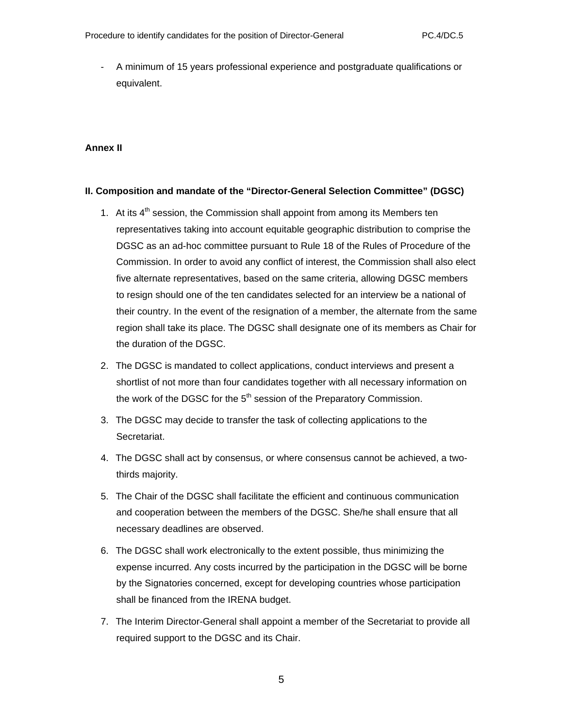- A minimum of 15 years professional experience and postgraduate qualifications or equivalent.

**Annex II**

**II. Composition and mandate of the "Director-General Selection Committee" (DGSC)**

1. At its 4th session, the Commission shall appoint from among its Members ten representatives taking into account equitable geographic distribution to comprise the DGSC as an ad-hoc committee pursuant to Rule 18 of the Rules of Procedure of the Commission. In order to avoid any conflict of interest, the Commission shall also elect five alternate representatives, based on the same criteria, allowing DGSC members to resign should one of the ten candidates selected for an interview be a national of their country. In the event of the resignation of a member, the alternate from the same region shall take its place. The DGSC shall designate one of its members as Chair for the duration of the DGSC.
2. The DGSC is mandated to collect applications, conduct interviews and present a shortlist of not more than four candidates together with all necessary information on the work of the DGSC for the 5th session of the Preparatory Commission.
3. The DGSC may decide to transfer the task of collecting applications to the Secretariat.
4. The DGSC shall act by consensus, or where consensus cannot be achieved, a two-thirds majority.
5. The Chair of the DGSC shall facilitate the efficient and continuous communication and cooperation between the members of the DGSC. She/he shall ensure that all necessary deadlines are observed.
6. The DGSC shall work electronically to the extent possible, thus minimizing the expense incurred. Any costs incurred by the participation in the DGSC will be borne by the Signatories concerned, except for developing countries whose participation shall be financed from the IRENA budget.
7. The Interim Director-General shall appoint a member of the Secretariat to provide all required support to the DGSC and its Chair.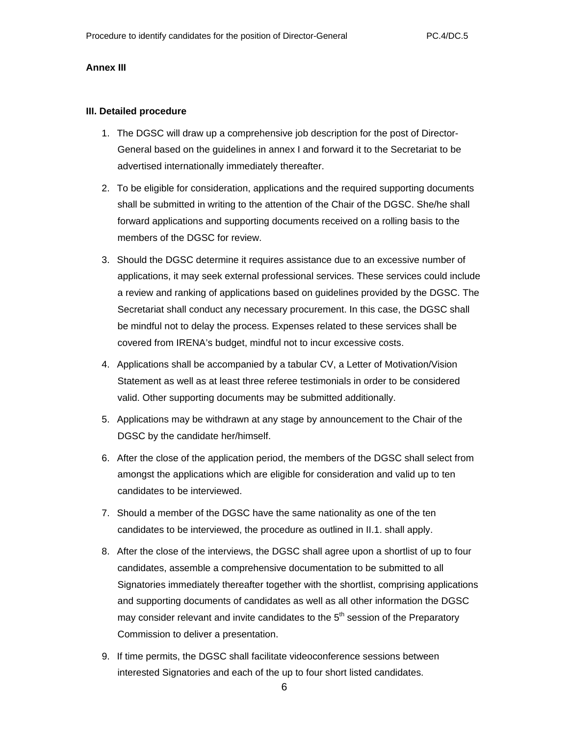**Annex III**

**III. Detailed procedure**

1. The DGSC will draw up a comprehensive job description for the post of Director-General based on the guidelines in annex I and forward it to the Secretariat to be advertised internationally immediately thereafter.
2. To be eligible for consideration, applications and the required supporting documents shall be submitted in writing to the attention of the Chair of the DGSC. She/he shall forward applications and supporting documents received on a rolling basis to the members of the DGSC for review.
3. Should the DGSC determine it requires assistance due to an excessive number of applications, it may seek external professional services. These services could include a review and ranking of applications based on guidelines provided by the DGSC. The Secretariat shall conduct any necessary procurement. In this case, the DGSC shall be mindful not to delay the process. Expenses related to these services shall be covered from IRENA's budget, mindful not to incur excessive costs.
4. Applications shall be accompanied by a tabular CV, a Letter of Motivation/Vision Statement as well as at least three referee testimonials in order to be considered valid. Other supporting documents may be submitted additionally.
5. Applications may be withdrawn at any stage by announcement to the Chair of the DGSC by the candidate her/himself.
6. After the close of the application period, the members of the DGSC shall select from amongst the applications which are eligible for consideration and valid up to ten candidates to be interviewed.
7. Should a member of the DGSC have the same nationality as one of the ten candidates to be interviewed, the procedure as outlined in II.1. shall apply.
8. After the close of the interviews, the DGSC shall agree upon a shortlist of up to four candidates, assemble a comprehensive documentation to be submitted to all Signatories immediately thereafter together with the shortlist, comprising applications and supporting documents of candidates as well as all other information the DGSC may consider relevant and invite candidates to the 5th session of the Preparatory Commission to deliver a presentation.
9. If time permits, the DGSC shall facilitate videoconference sessions between interested Signatories and each of the up to four short listed candidates.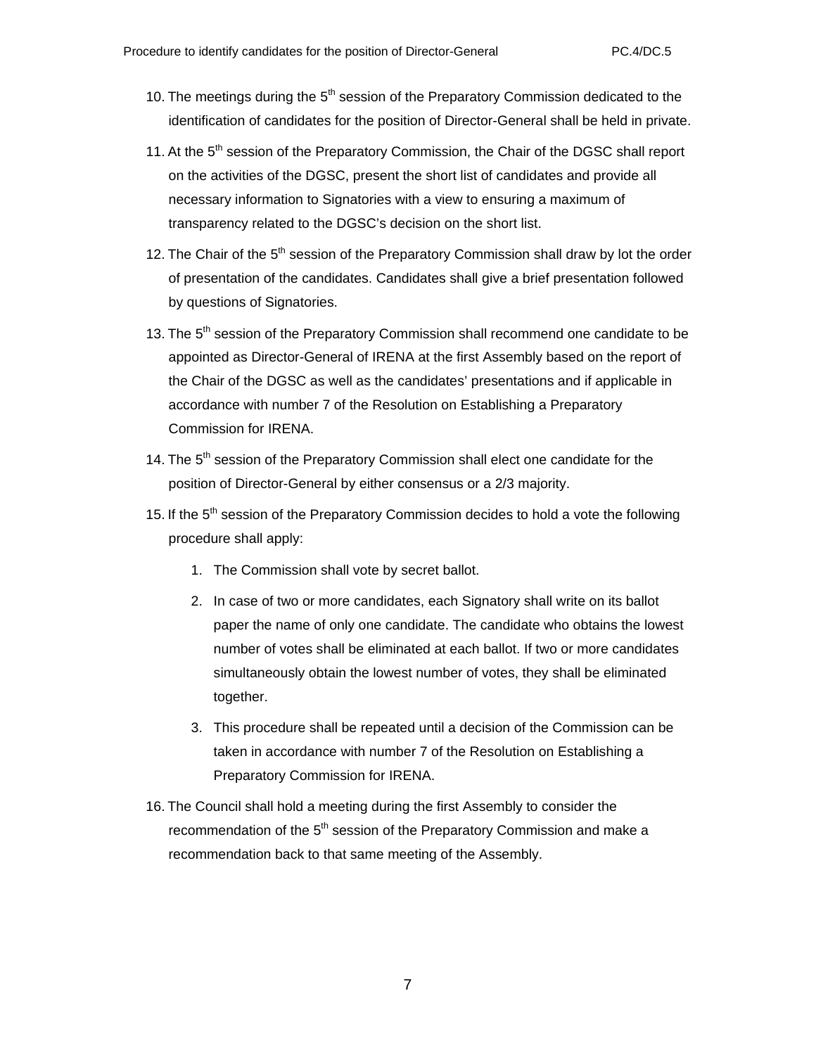10. The meetings during the 5th session of the Preparatory Commission dedicated to the identification of candidates for the position of Director-General shall be held in private.

11. At the 5th session of the Preparatory Commission, the Chair of the DGSC shall report on the activities of the DGSC, present the short list of candidates and provide all necessary information to Signatories with a view to ensuring a maximum of transparency related to the DGSC's decision on the short list.

12. The Chair of the 5th session of the Preparatory Commission shall draw by lot the order of presentation of the candidates. Candidates shall give a brief presentation followed by questions of Signatories.

13. The 5th session of the Preparatory Commission shall recommend one candidate to be appointed as Director-General of IRENA at the first Assembly based on the report of the Chair of the DGSC as well as the candidates' presentations and if applicable in accordance with number 7 of the Resolution on Establishing a Preparatory Commission for IRENA.

14. The 5th session of the Preparatory Commission shall elect one candidate for the position of Director-General by either consensus or a 2/3 majority.

15. If the 5th session of the Preparatory Commission decides to hold a vote the following procedure shall apply:

    1. The Commission shall vote by secret ballot.

    2. In case of two or more candidates, each Signatory shall write on its ballot paper the name of only one candidate. The candidate who obtains the lowest number of votes shall be eliminated at each ballot. If two or more candidates simultaneously obtain the lowest number of votes, they shall be eliminated together.

    3. This procedure shall be repeated until a decision of the Commission can be taken in accordance with number 7 of the Resolution on Establishing a Preparatory Commission for IRENA.

16. The Council shall hold a meeting during the first Assembly to consider the recommendation of the 5th session of the Preparatory Commission and make a recommendation back to that same meeting of the Assembly.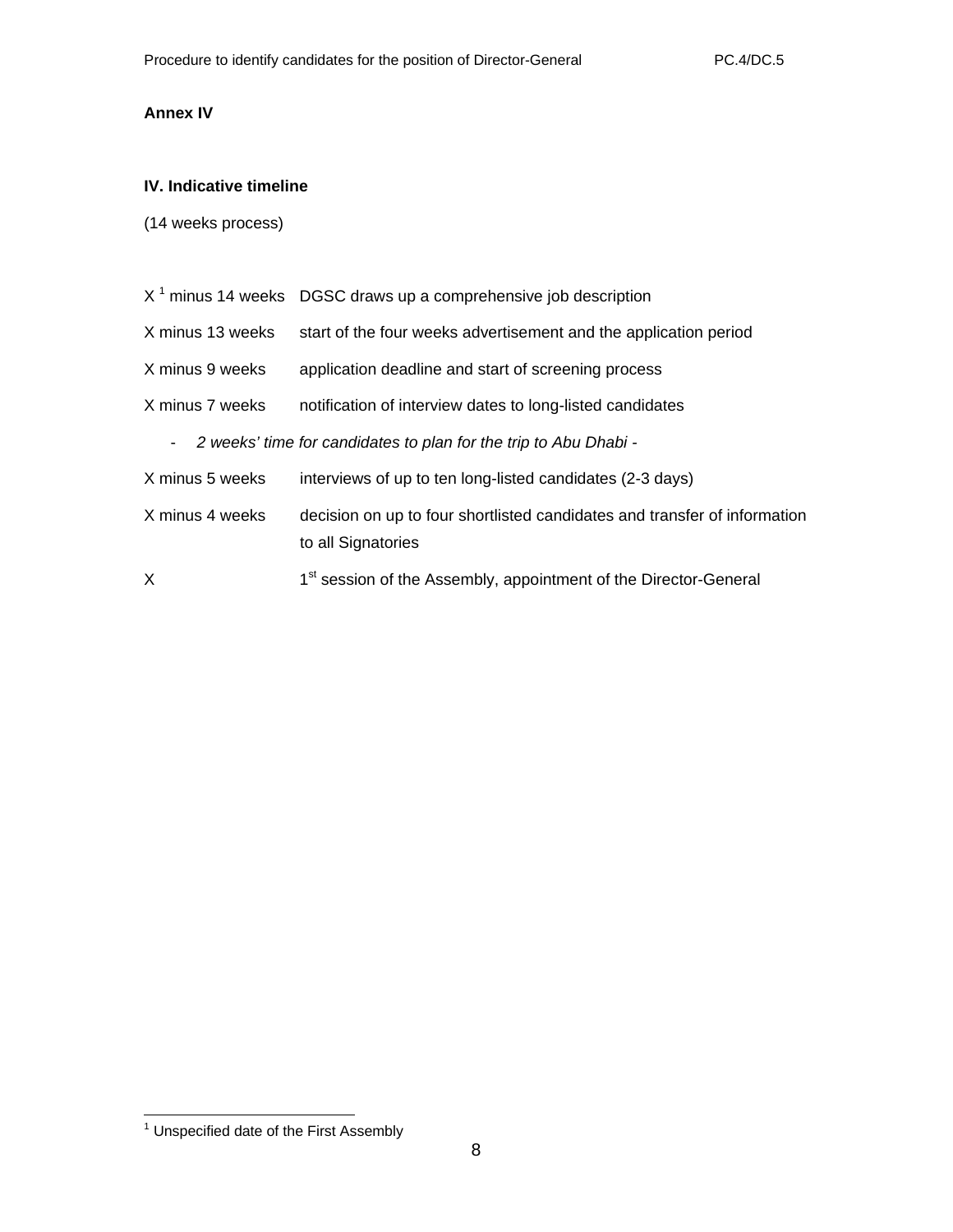**Annex IV**

**IV. Indicative timeline**

(14 weeks process)

| | |
|---|---|
| X [1] minus 14 weeks | DGSC draws up a comprehensive job description |
| X minus 13 weeks | start of the four weeks advertisement and the application period |
| X minus 9 weeks | application deadline and start of screening process |
| X minus 7 weeks | notification of interview dates to long-listed candidates |
| - *2 weeks' time for candidates to plan for the trip to Abu Dhabi* - | |
| X minus 5 weeks | interviews of up to ten long-listed candidates (2-3 days) |
| X minus 4 weeks | decision on up to four shortlisted candidates and transfer of information to all Signatories |
| X | 1st session of the Assembly, appointment of the Director-General |

[1] Unspecified date of the First Assembly